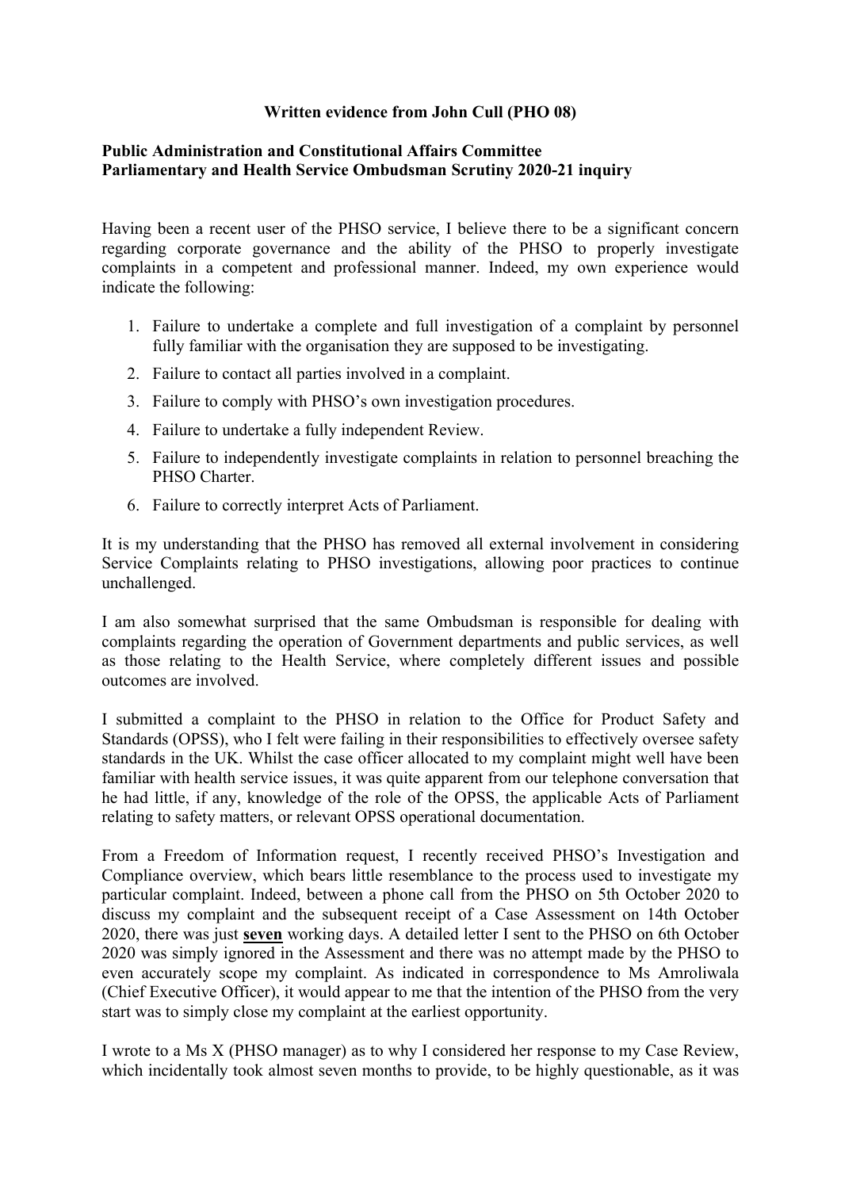**Written evidence from John Cull (PHO 08)**

**Public Administration and Constitutional Affairs Committee**
**Parliamentary and Health Service Ombudsman Scrutiny 2020-21 inquiry**

Having been a recent user of the PHSO service, I believe there to be a significant concern regarding corporate governance and the ability of the PHSO to properly investigate complaints in a competent and professional manner. Indeed, my own experience would indicate the following:

1. Failure to undertake a complete and full investigation of a complaint by personnel fully familiar with the organisation they are supposed to be investigating.
2. Failure to contact all parties involved in a complaint.
3. Failure to comply with PHSO's own investigation procedures.
4. Failure to undertake a fully independent Review.
5. Failure to independently investigate complaints in relation to personnel breaching the PHSO Charter.
6. Failure to correctly interpret Acts of Parliament.

It is my understanding that the PHSO has removed all external involvement in considering Service Complaints relating to PHSO investigations, allowing poor practices to continue unchallenged.

I am also somewhat surprised that the same Ombudsman is responsible for dealing with complaints regarding the operation of Government departments and public services, as well as those relating to the Health Service, where completely different issues and possible outcomes are involved.

I submitted a complaint to the PHSO in relation to the Office for Product Safety and Standards (OPSS), who I felt were failing in their responsibilities to effectively oversee safety standards in the UK. Whilst the case officer allocated to my complaint might well have been familiar with health service issues, it was quite apparent from our telephone conversation that he had little, if any, knowledge of the role of the OPSS, the applicable Acts of Parliament relating to safety matters, or relevant OPSS operational documentation.

From a Freedom of Information request, I recently received PHSO's Investigation and Compliance overview, which bears little resemblance to the process used to investigate my particular complaint. Indeed, between a phone call from the PHSO on 5th October 2020 to discuss my complaint and the subsequent receipt of a Case Assessment on 14th October 2020, there was just <u>**seven**</u> working days. A detailed letter I sent to the PHSO on 6th October 2020 was simply ignored in the Assessment and there was no attempt made by the PHSO to even accurately scope my complaint. As indicated in correspondence to Ms Amroliwala (Chief Executive Officer), it would appear to me that the intention of the PHSO from the very start was to simply close my complaint at the earliest opportunity.

I wrote to a Ms X (PHSO manager) as to why I considered her response to my Case Review, which incidentally took almost seven months to provide, to be highly questionable, as it was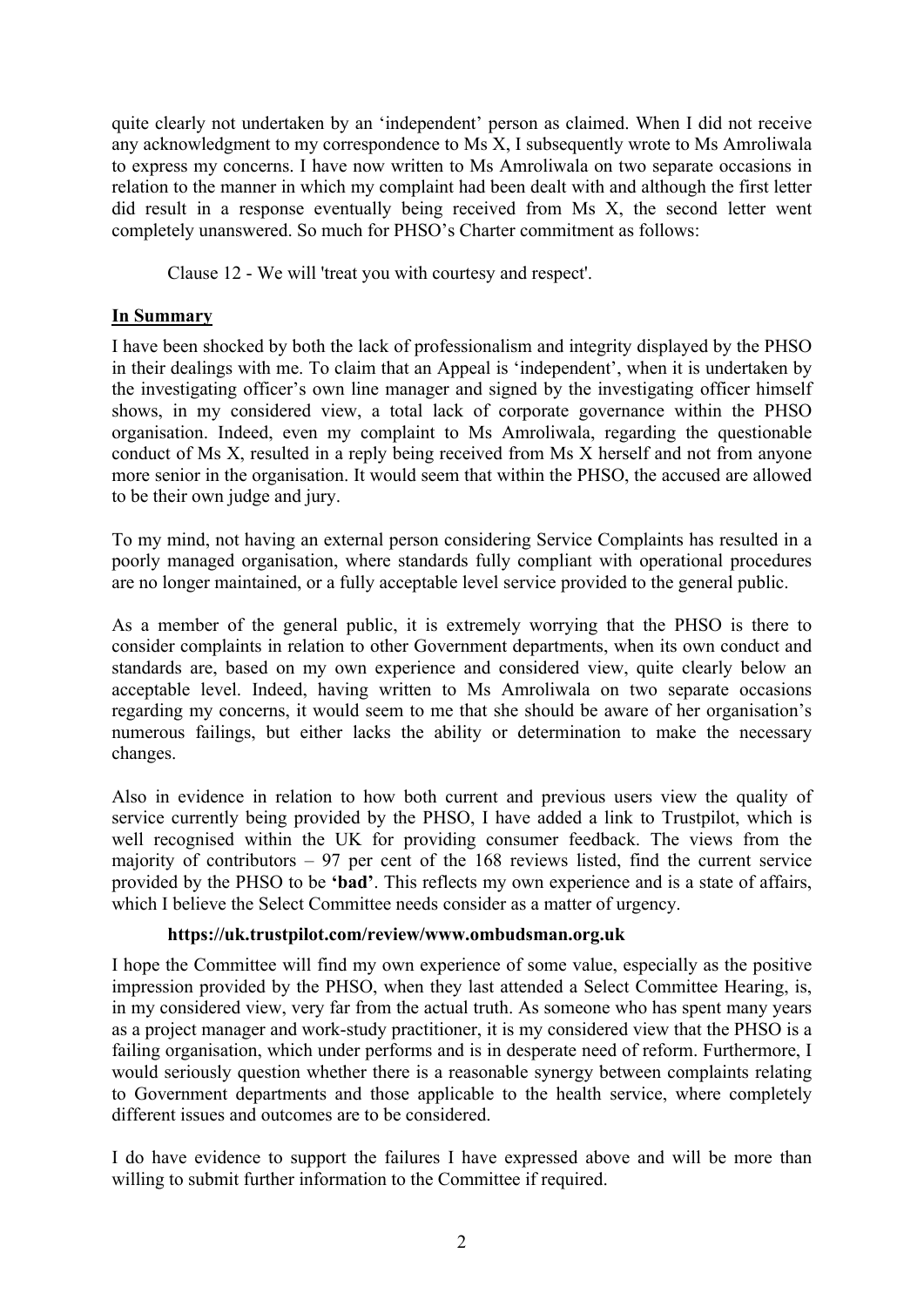quite clearly not undertaken by an 'independent' person as claimed. When I did not receive any acknowledgment to my correspondence to Ms X, I subsequently wrote to Ms Amroliwala to express my concerns. I have now written to Ms Amroliwala on two separate occasions in relation to the manner in which my complaint had been dealt with and although the first letter did result in a response eventually being received from Ms X, the second letter went completely unanswered. So much for PHSO's Charter commitment as follows:

> Clause 12 - We will 'treat you with courtesy and respect'.

## In Summary

I have been shocked by both the lack of professionalism and integrity displayed by the PHSO in their dealings with me. To claim that an Appeal is 'independent', when it is undertaken by the investigating officer's own line manager and signed by the investigating officer himself shows, in my considered view, a total lack of corporate governance within the PHSO organisation. Indeed, even my complaint to Ms Amroliwala, regarding the questionable conduct of Ms X, resulted in a reply being received from Ms X herself and not from anyone more senior in the organisation. It would seem that within the PHSO, the accused are allowed to be their own judge and jury.

To my mind, not having an external person considering Service Complaints has resulted in a poorly managed organisation, where standards fully compliant with operational procedures are no longer maintained, or a fully acceptable level service provided to the general public.

As a member of the general public, it is extremely worrying that the PHSO is there to consider complaints in relation to other Government departments, when its own conduct and standards are, based on my own experience and considered view, quite clearly below an acceptable level. Indeed, having written to Ms Amroliwala on two separate occasions regarding my concerns, it would seem to me that she should be aware of her organisation's numerous failings, but either lacks the ability or determination to make the necessary changes.

Also in evidence in relation to how both current and previous users view the quality of service currently being provided by the PHSO, I have added a link to Trustpilot, which is well recognised within the UK for providing consumer feedback. The views from the majority of contributors – 97 per cent of the 168 reviews listed, find the current service provided by the PHSO to be **'bad'**. This reflects my own experience and is a state of affairs, which I believe the Select Committee needs consider as a matter of urgency.

> **https://uk.trustpilot.com/review/www.ombudsman.org.uk**

I hope the Committee will find my own experience of some value, especially as the positive impression provided by the PHSO, when they last attended a Select Committee Hearing, is, in my considered view, very far from the actual truth. As someone who has spent many years as a project manager and work-study practitioner, it is my considered view that the PHSO is a failing organisation, which under performs and is in desperate need of reform. Furthermore, I would seriously question whether there is a reasonable synergy between complaints relating to Government departments and those applicable to the health service, where completely different issues and outcomes are to be considered.

I do have evidence to support the failures I have expressed above and will be more than willing to submit further information to the Committee if required.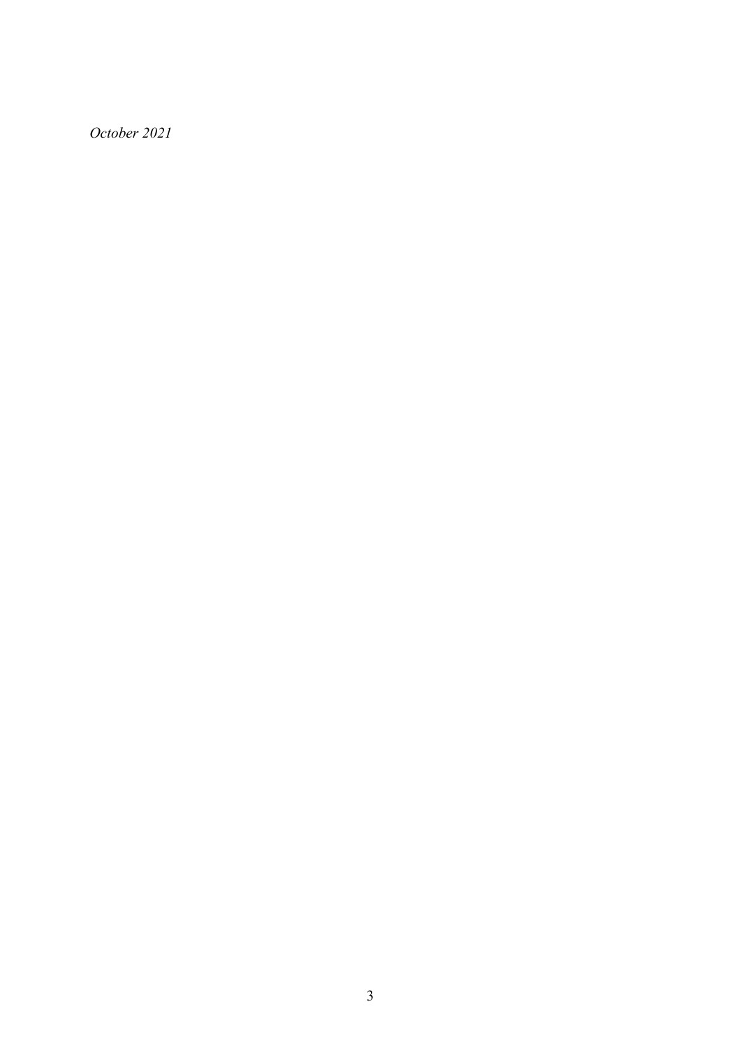*October 2021*